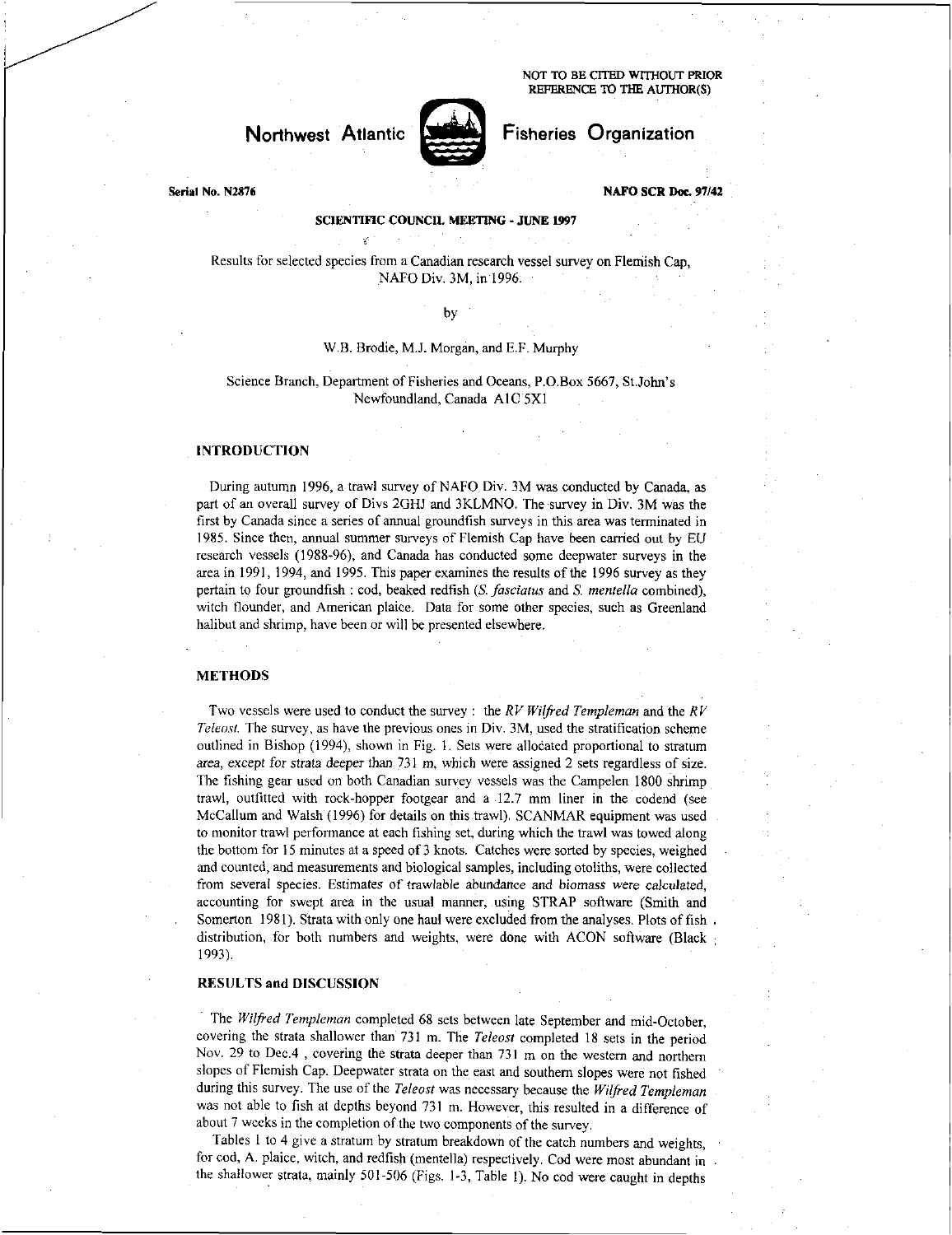NOT TO BE CITED WITHOUT PRIOR REFERENCE TO THE AUTHOR(S)

# Northwest Atlantic Fisheries Organization

Serial No. N2876

NAFO SCR Doc. 97/42

**SCIENTIFIC COUNCIL MEETING - JUNE 1997**

Results for selected species from a Canadian research vessel survey on Flemish Cap, NAFO Div. 3M, in 1996.

by

W.B. Brodie, M.J. Morgan, and E.F. Murphy

Science Branch, Department of Fisheries and Oceans, P.O.Box 5667, St.John's Newfoundland, Canada A1C 5X1

## INTRODUCTION

During autumn 1996, a trawl survey of NAFO Div. 3M was conducted by Canada, as part of an overall survey of Divs 2GHJ and 3KLMNO. The survey in Div. 3M was the first by Canada since a series of annual groundfish surveys in this area was terminated in 1985. Since then, annual summer surveys of Flemish Cap have been carried out by EU research vessels (1988-96), and Canada has conducted some deepwater surveys in the area in 1991, 1994, and 1995. This paper examines the results of the 1996 survey as they pertain to four groundfish : cod, beaked redfish (*S. fasciatus* and *S. mentella* combined), witch flounder, and American plaice. Data for some other species, such as Greenland halibut and shrimp, have been or will be presented elsewhere.

## METHODS

Two vessels were used to conduct the survey : the *RV Wilfred Templeman* and the *RV Teleost.* The survey, as have the previous ones in Div. 3M, used the stratification scheme outlined in Bishop (1994), shown in Fig. 1. Sets were allocated proportional to stratum area, except for strata deeper than 731 m, which were assigned 2 sets regardless of size. The fishing gear used on both Canadian survey vessels was the Campelen 1800 shrimp trawl, outfitted with rock-hopper footgear and a 12.7 mm liner in the codend (see McCallum and Walsh (1996) for details on this trawl). SCANMAR equipment was used to monitor trawl performance at each fishing set, during which the trawl was towed along the bottom for 15 minutes at a speed of 3 knots. Catches were sorted by species, weighed and counted, and measurements and biological samples, including otoliths, were collected from several species. Estimates of trawlable abundance and biomass were calculated, accounting for swept area in the usual manner, using STRAP software (Smith and Somerton 1981). Strata with only one haul were excluded from the analyses. Plots of fish distribution, for both numbers and weights, were done with ACON software (Black 1993).

## RESULTS and DISCUSSION

The *Wilfred Templeman* completed 68 sets between late September and mid-October, covering the strata shallower than 731 m. The *Teleost* completed 18 sets in the period Nov. 29 to Dec.4 , covering the strata deeper than 731 m on the western and northern slopes of Flemish Cap. Deepwater strata on the east and southern slopes were not fished during this survey. The use of the *Teleost* was necessary because the *Wilfred Templeman* was not able to fish at depths beyond 731 m. However, this resulted in a difference of about 7 weeks in the completion of the two components of the survey.

Tables 1 to 4 give a stratum by stratum breakdown of the catch numbers and weights, for cod, A. plaice, witch, and redfish (mentella) respectively. Cod were most abundant in the shallower strata, mainly 501-506 (Figs. 1-3, Table 1). No cod were caught in depths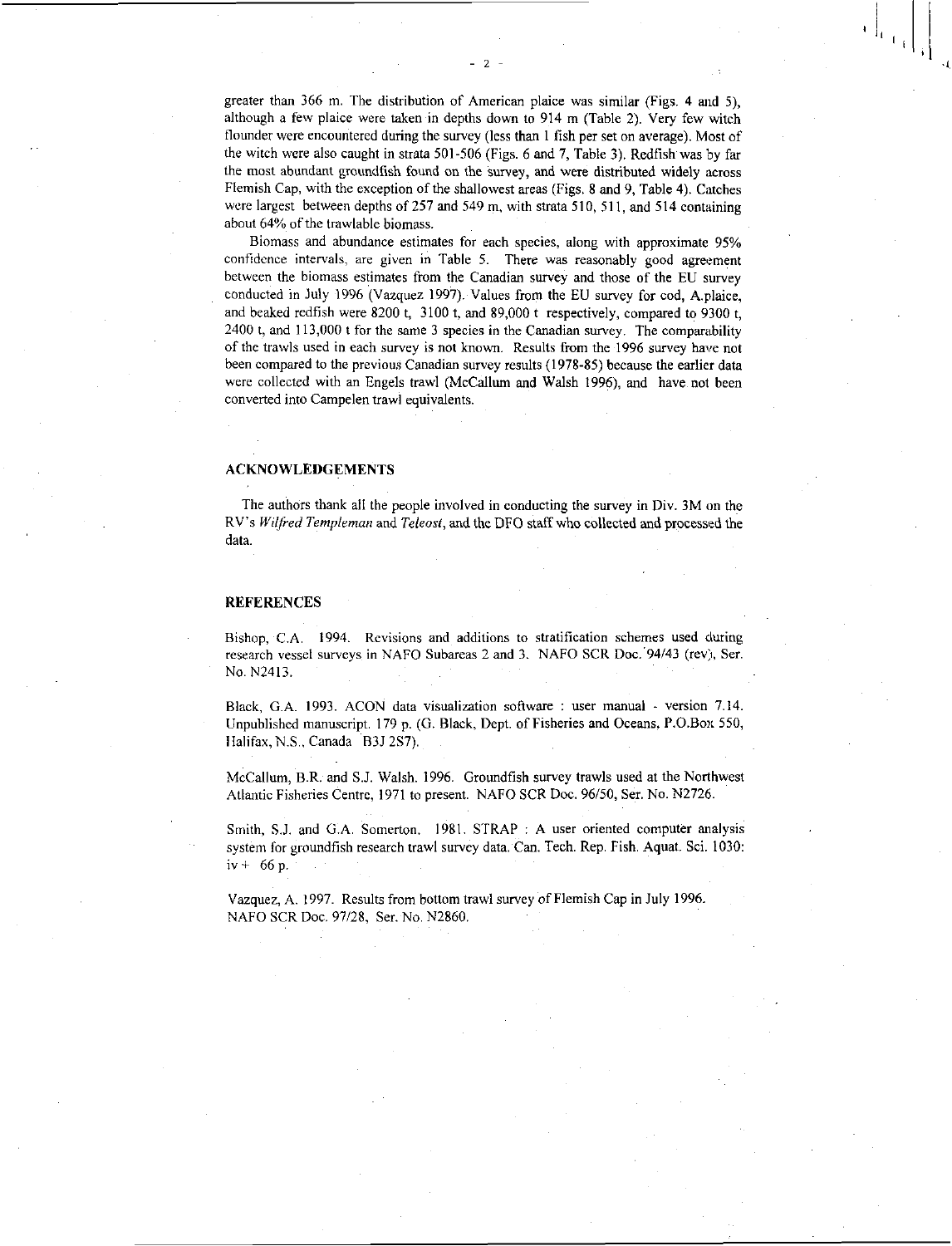greater than 366 m. The distribution of American plaice was similar (Figs. 4 and 5), although a few plaice were taken in depths down to 914 m (Table 2). Very few witch flounder were encountered during the survey (less than 1 fish per set on average). Most of the witch were also caught in strata 501-506 (Figs. 6 and 7, Table 3). Redfish was by far the most abundant groundfish found on the survey, and were distributed widely across Flemish Cap, with the exception of the shallowest areas (Figs. 8 and 9, Table 4). Catches were largest between depths of 257 and 549 m, with strata 510, 511, and 514 containing about 64% of the trawlable biomass.

Biomass and abundance estimates for each species, along with approximate 95% confidence intervals, are given in Table 5. There was reasonably good agreement between the biomass estimates from the Canadian survey and those of the EU survey conducted in July 1996 (Vazquez 1997). Values from the EU survey for cod, A.plaice, and beaked redfish were 8200 t, 3100 t, and 89,000 t respectively, compared to 9300 t, 2400 t, and 113,000 t for the same 3 species in the Canadian survey. The comparability of the trawls used in each survey is not known. Results from the 1996 survey have not been compared to the previous Canadian survey results (1978-85) because the earlier data were collected with an Engels trawl (McCallum and Walsh 1996), and have not been converted into Campelen trawl equivalents.

## ACKNOWLEDGEMENTS

The authors thank all the people involved in conducting the survey in Div. 3M on the RV's *Wilfred Templeman* and *Teleost*, and the DFO staff who collected and processed the data.

## REFERENCES

Bishop, C.A. 1994. Revisions and additions to stratification schemes used during research vessel surveys in NAFO Subareas 2 and 3. NAFO SCR Doc. 94/43 (rev), Ser. No. N2413.

Black, G.A. 1993. ACON data visualization software : user manual - version 7.14. Unpublished manuscript. 179 p. (G. Black, Dept. of Fisheries and Oceans, P.O.Box 550, Halifax, N.S., Canada B3J 2S7).

McCallum, B.R. and S.J. Walsh. 1996. Groundfish survey trawls used at the Northwest Atlantic Fisheries Centre, 1971 to present. NAFO SCR Doc. 96/50, Ser. No. N2726.

Smith, S.J. and G.A. Somerton. 1981. STRAP : A user oriented computer analysis system for groundfish research trawl survey data. Can. Tech. Rep. Fish. Aquat. Sci. 1030: iv + 66 p.

Vazquez, A. 1997. Results from bottom trawl survey of Flemish Cap in July 1996. NAFO SCR Doc. 97/28, Ser. No. N2860.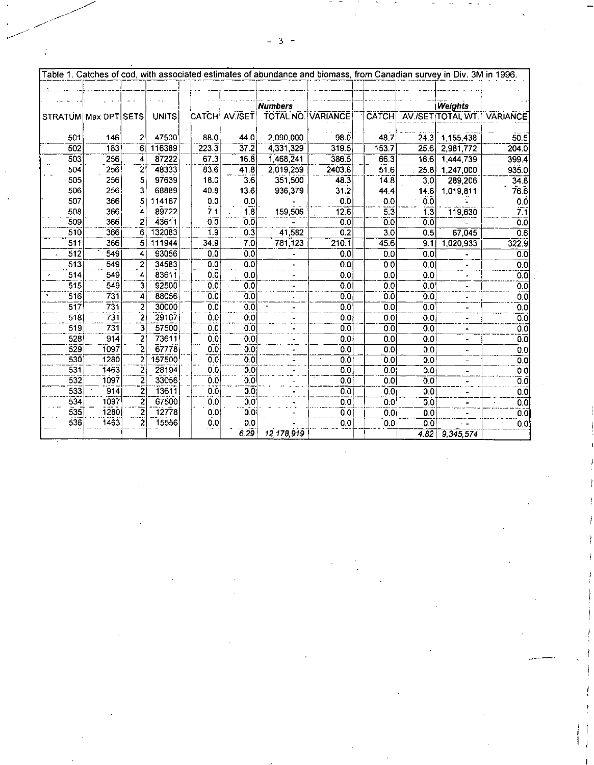Table 1. Catches of cod, with associated estimates of abundance and biomass, from Canadian survey in Div. 3M in 1996.

| | | | | Numbers | | | | Weights | | | |
|---|---|---|---|---|---|---|---|---|---|---|---|
| STRATUM | Max DPT | SETS | UNITS | CATCH | AV./SET | TOTAL NO. | VARIANCE | CATCH | AV./SET | TOTAL WT. | VARIANCE |
| 501 | 146 | 2 | 47500 | 88.0 | 44.0 | 2,090,000 | 98.0 | 48.7 | 24.3 | 1,155,438 | 50.5 |
| 502 | 183 | 6 | 116389 | 223.3 | 37.2 | 4,331,329 | 319.5 | 153.7 | 25.6 | 2,981,772 | 204.0 |
| 503 | 256 | 4 | 87222 | 67.3 | 16.8 | 1,468,241 | 386.5 | 66.3 | 16.6 | 1,444,739 | 399.4 |
| 504 | 256 | 2 | 48333 | 83.6 | 41.8 | 2,019,259 | 2403.6 | 51.6 | 25.8 | 1,247,000 | 935.0 |
| 505 | 256 | 5 | 97639 | 18.0 | 3.6 | 351,500 | 48.3 | 14.8 | 3.0 | 289,206 | 34.8 |
| 506 | 256 | 3 | 68889 | 40.8 | 13.6 | 936,379 | 31.2 | 44.4 | 14.8 | 1,019,811 | 76.6 |
| 507 | 366 | 5 | 114167 | 0.0 | 0.0 | - | 0.0 | 0.0 | 0.0 | - | 0.0 |
| 508 | 366 | 4 | 89722 | 7.1 | 1.8 | 159,506 | 12.6 | 5.3 | 1.3 | 119,630 | 7.1 |
| 509 | 366 | 2 | 43611 | 0.0 | 0.0 | - | 0.0 | 0.0 | 0.0 | - | 0.0 |
| 510 | 366 | 6 | 132083 | 1.9 | 0.3 | 41,582 | 0.2 | 3.0 | 0.5 | 67,045 | 0.6 |
| 511 | 366 | 5 | 111944 | 34.9 | 7.0 | 781,123 | 210.1 | 45.6 | 9.1 | 1,020,933 | 322.9 |
| 512 | 549 | 4 | 93056 | 0.0 | 0.0 | - | 0.0 | 0.0 | 0.0 | - | 0.0 |
| 513 | 549 | 2 | 34583 | 0.0 | 0.0 | - | 0.0 | 0.0 | 0.0 | - | 0.0 |
| 514 | 549 | 4 | 83611 | 0.0 | 0.0 | - | 0.0 | 0.0 | 0.0 | - | 0.0 |
| 515 | 549 | 3 | 92500 | 0.0 | 0.0 | - | 0.0 | 0.0 | 0.0 | - | 0.0 |
| 516 | 731 | 4 | 88056 | 0.0 | 0.0 | - | 0.0 | 0.0 | 0.0 | - | 0.0 |
| 517 | 731 | 2 | 30000 | 0.0 | 0.0 | - | 0.0 | 0.0 | 0.0 | - | 0.0 |
| 518 | 731 | 2 | 29167 | 0.0 | 0.0 | - | 0.0 | 0.0 | 0.0 | - | 0.0 |
| 519 | 731 | 3 | 57500 | 0.0 | 0.0 | - | 0.0 | 0.0 | 0.0 | - | 0.0 |
| 528 | 914 | 2 | 73611 | 0.0 | 0.0 | - | 0.0 | 0.0 | 0.0 | - | 0.0 |
| 529 | 1097 | 2 | 67778 | 0.0 | 0.0 | - | 0.0 | 0.0 | 0.0 | - | 0.0 |
| 530 | 1280 | 2 | 157500 | 0.0 | 0.0 | - | 0.0 | 0.0 | 0.0 | - | 0.0 |
| 531 | 1463 | 2 | 28194 | 0.0 | 0.0 | - | 0.0 | 0.0 | 0.0 | - | 0.0 |
| 532 | 1097 | 2 | 33056 | 0.0 | 0.0 | - | 0.0 | 0.0 | 0.0 | - | 0.0 |
| 533 | 914 | 2 | 13611 | 0.0 | 0.0 | - | 0.0 | 0.0 | 0.0 | - | 0.0 |
| 534 | 1097 | 2 | 67500 | 0.0 | 0.0 | - | 0.0 | 0.0 | 0.0 | - | 0.0 |
| 535 | 1280 | 2 | 12778 | 0.0 | 0.0 | - | 0.0 | 0.0 | 0.0 | - | 0.0 |
| 536 | 1463 | 2 | 15556 | 0.0 | 0.0 | - | 0.0 | 0.0 | 0.0 | - | 0.0 |
| | | | | | *6.29* | *12,178,919* | | | *4.82* | *9,345,574* | |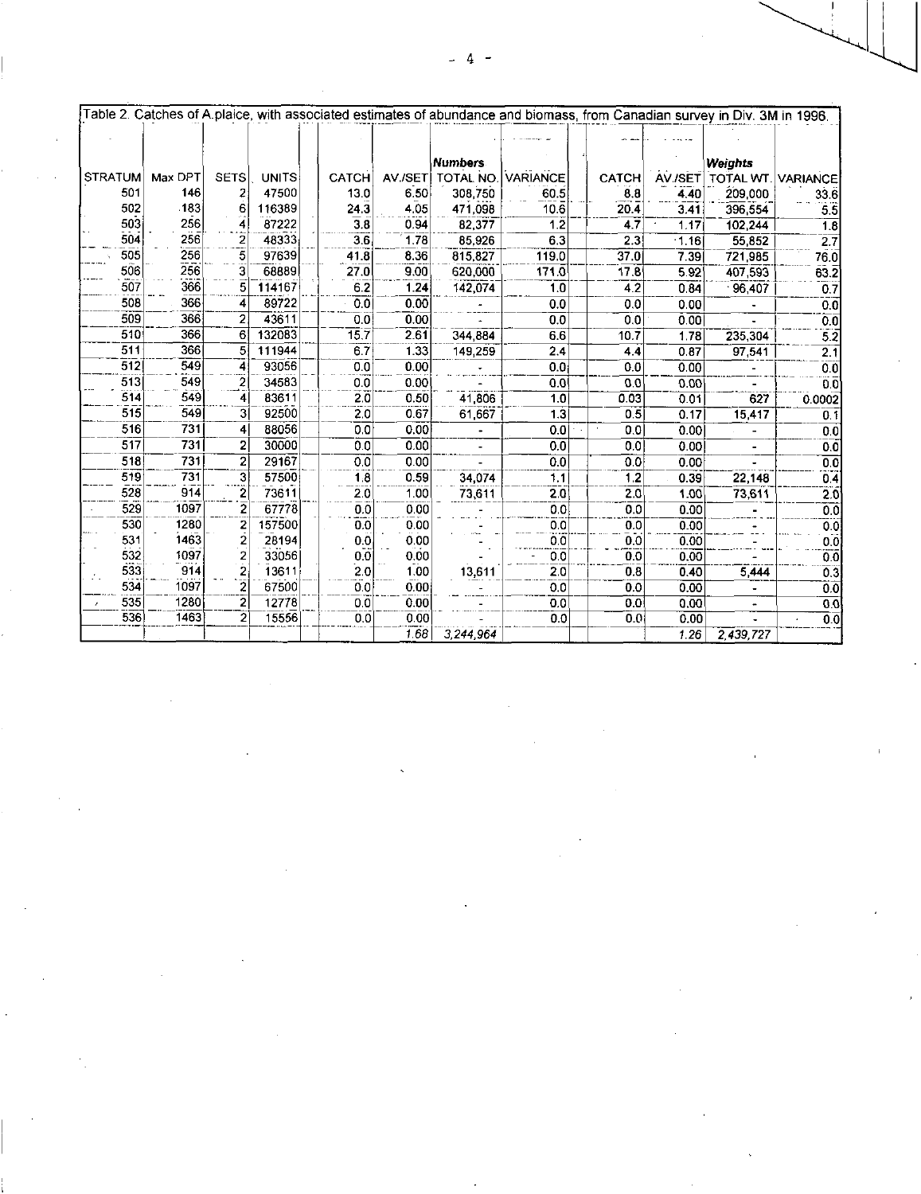Table 2. Catches of A.plaice, with associated estimates of abundance and biomass, from Canadian survey in Div. 3M in 1996.

| | | | | | Numbers | | | | Weights | | |
|---|---|---|---|---|---|---|---|---|---|---|---|
| STRATUM | Max DPT | SETS | UNITS | CATCH | AV./SET | TOTAL NO. | VARIANCE | CATCH | AV./SET | TOTAL WT. | VARIANCE |
| 501 | 146 | 2 | 47500 | 13.0 | 6.50 | 308,750 | 60.5 | 8.8 | 4.40 | 209,000 | 33.6 |
| 502 | 183 | 6 | 116389 | 24.3 | 4.05 | 471,098 | 10.6 | 20.4 | 3.41 | 396,554 | 5.5 |
| 503 | 256 | 4 | 87222 | 3.8 | 0.94 | 82,377 | 1.2 | 4.7 | 1.17 | 102,244 | 1.8 |
| 504 | 256 | 2 | 48333 | 3.6 | 1.78 | 85,926 | 6.3 | 2.3 | 1.16 | 55,852 | 2.7 |
| 505 | 256 | 5 | 97639 | 41.8 | 8.36 | 815,827 | 119.0 | 37.0 | 7.39 | 721,985 | 76.0 |
| 506 | 256 | 3 | 68889 | 27.0 | 9.00 | 620,000 | 171.0 | 17.8 | 5.92 | 407,593 | 63.2 |
| 507 | 366 | 5 | 114167 | 6.2 | 1.24 | 142,074 | 1.0 | 4.2 | 0.84 | 96,407 | 0.7 |
| 508 | 366 | 4 | 89722 | 0.0 | 0.00 | - | 0.0 | 0.0 | 0.00 | - | 0.0 |
| 509 | 366 | 2 | 43611 | 0.0 | 0.00 | - | 0.0 | 0.0 | 0.00 | - | 0.0 |
| 510 | 366 | 6 | 132083 | 15.7 | 2.61 | 344,884 | 6.6 | 10.7 | 1.78 | 235,304 | 5.2 |
| 511 | 366 | 5 | 111944 | 6.7 | 1.33 | 149,259 | 2.4 | 4.4 | 0.87 | 97,541 | 2.1 |
| 512 | 549 | 4 | 93056 | 0.0 | 0.00 | - | 0.0 | 0.0 | 0.00 | - | 0.0 |
| 513 | 549 | 2 | 34583 | 0.0 | 0.00 | - | 0.0 | 0.0 | 0.00 | - | 0.0 |
| 514 | 549 | 4 | 83611 | 2.0 | 0.50 | 41,806 | 1.0 | 0.03 | 0.01 | 627 | 0.0002 |
| 515 | 549 | 3 | 92500 | 2.0 | 0.67 | 61,667 | 1.3 | 0.5 | 0.17 | 15,417 | 0.1 |
| 516 | 731 | 4 | 88056 | 0.0 | 0.00 | - | 0.0 | 0.0 | 0.00 | - | 0.0 |
| 517 | 731 | 2 | 30000 | 0.0 | 0.00 | - | 0.0 | 0.0 | 0.00 | - | 0.0 |
| 518 | 731 | 2 | 29167 | 0.0 | 0.00 | - | 0.0 | 0.0 | 0.00 | - | 0.0 |
| 519 | 731 | 3 | 57500 | 1.8 | 0.59 | 34,074 | 1.1 | 1.2 | 0.39 | 22,148 | 0.4 |
| 528 | 914 | 2 | 73611 | 2.0 | 1.00 | 73,611 | 2.0 | 2.0 | 1.00 | 73,611 | 2.0 |
| 529 | 1097 | 2 | 67778 | 0.0 | 0.00 | - | 0.0 | 0.0 | 0.00 | - | 0.0 |
| 530 | 1280 | 2 | 157500 | 0.0 | 0.00 | - | 0.0 | 0.0 | 0.00 | - | 0.0 |
| 531 | 1463 | 2 | 28194 | 0.0 | 0.00 | - | 0.0 | 0.0 | 0.00 | - | 0.0 |
| 532 | 1097 | 2 | 33056 | 0.0 | 0.00 | - | 0.0 | 0.0 | 0.00 | - | 0.0 |
| 533 | 914 | 2 | 13611 | 2.0 | 1.00 | 13,611 | 2.0 | 0.8 | 0.40 | 5,444 | 0.3 |
| 534 | 1097 | 2 | 67500 | 0.0 | 0.00 | - | 0.0 | 0.0 | 0.00 | - | 0.0 |
| 535 | 1280 | 2 | 12778 | 0.0 | 0.00 | - | 0.0 | 0.0 | 0.00 | - | 0.0 |
| 536 | 1463 | 2 | 15556 | 0.0 | 0.00 | - | 0.0 | 0.0 | 0.00 | - | 0.0 |
| | | | | | *1.68* | *3,244,964* | | | *1.26* | *2,439,727* | |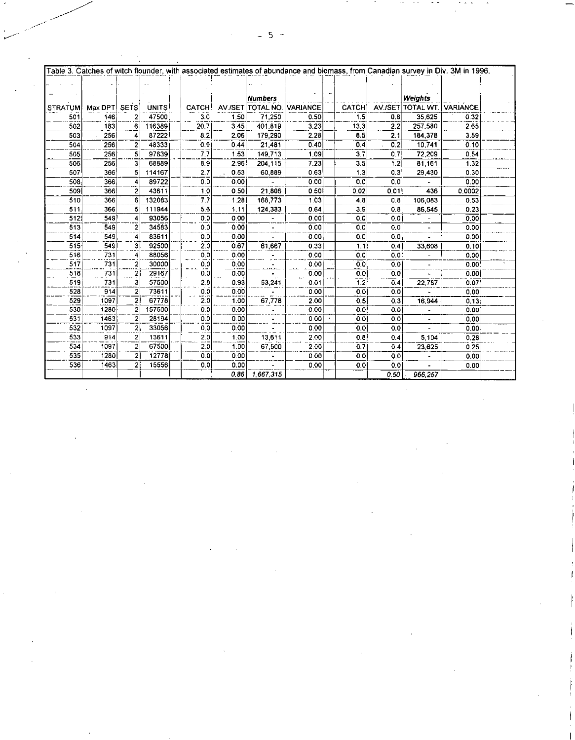Table 3. Catches of witch flounder, with associated estimates of abundance and biomass, from Canadian survey in Div. 3M in 1996.

| | | | | | | *Numbers* | | | | *Weights* | |
|---|---|---|---|---|---|---|---|---|---|---|---|
| STRATUM | Max DPT | SETS | UNITS | CATCH | AV./SET | TOTAL NO. | VARIANCE | CATCH | AV./SET | TOTAL WT. | VARIANCE |
| 501 | 146 | 2 | 47500 | 3.0 | 1.50 | 71,250 | 0.50 | 1.5 | 0.8 | 35,625 | 0.32 |
| 502 | 183 | 6 | 116389 | 20.7 | 3.45 | 401,819 | 3.23 | 13.3 | 2.2 | 257,580 | 2.65 |
| 503 | 256 | 4 | 87222 | 8.2 | 2.06 | 179,290 | 2.28 | 8.5 | 2.1 | 184,378 | 3.59 |
| 504 | 256 | 2 | 48333 | 0.9 | 0.44 | 21,481 | 0.40 | 0.4 | 0.2 | 10,741 | 0.10 |
| 505 | 256 | 5 | 97639 | 7.7 | 1.53 | 149,713 | 1.09 | 3.7 | 0.7 | 72,209 | 0.54 |
| 506 | 256 | 3 | 68889 | 8.9 | 2.96 | 204,115 | 7.23 | 3.5 | 1.2 | 81,161 | 1.32 |
| 507 | 366 | 5 | 114167 | 2.7 | 0.53 | 60,889 | 0.63 | 1.3 | 0.3 | 29,430 | 0.30 |
| 508 | 366 | 4 | 89722 | 0.0 | 0.00 | - | 0.00 | 0.0 | 0.0 | - | 0.00 |
| 509 | 366 | 2 | 43611 | 1.0 | 0.50 | 21,806 | 0.50 | 0.02 | 0.01 | 436 | 0.0002 |
| 510 | 366 | 6 | 132083 | 7.7 | 1.28 | 168,773 | 1.03 | 4.8 | 0.8 | 106,083 | 0.53 |
| 511 | 366 | 5 | 111944 | 5.6 | 1.11 | 124,383 | 0.64 | 3.9 | 0.8 | 86,545 | 0.23 |
| 512 | 549 | 4 | 93056 | 0.0 | 0.00 | - | 0.00 | 0.0 | 0.0 | - | 0.00 |
| 513 | 549 | 2 | 34583 | 0.0 | 0.00 | - | 0.00 | 0.0 | 0.0 | - | 0.00 |
| 514 | 549 | 4 | 83611 | 0.0 | 0.00 | - | 0.00 | 0.0 | 0.0 | - | 0.00 |
| 515 | 549 | 3 | 92500 | 2.0 | 0.67 | 61,667 | 0.33 | 1.1 | 0.4 | 33,608 | 0.10 |
| 516 | 731 | 4 | 88056 | 0.0 | 0.00 | - | 0.00 | 0.0 | 0.0 | - | 0.00 |
| 517 | 731 | 2 | 30000 | 0.0 | 0.00 | - | 0.00 | 0.0 | 0.0 | - | 0.00 |
| 518 | 731 | 2 | 29167 | 0.0 | 0.00 | - | 0.00 | 0.0 | 0.0 | - | 0.00 |
| 519 | 731 | 3 | 57500 | 2.8 | 0.93 | 53,241 | 0.01 | 1.2 | 0.4 | 22,787 | 0.07 |
| 528 | 914 | 2 | 73611 | 0.0 | 0.00 | - | 0.00 | 0.0 | 0.0 | - | 0.00 |
| 529 | 1097 | 2 | 67778 | 2.0 | 1.00 | 67,778 | 2.00 | 0.5 | 0.3 | 16,944 | 0.13 |
| 530 | 1280 | 2 | 157500 | 0.0 | 0.00 | - | 0.00 | 0.0 | 0.0 | - | 0.00 |
| 531 | 1463 | 2 | 28194 | 0.0 | 0.00 | - | 0.00 | 0.0 | 0.0 | - | 0.00 |
| 532 | 1097 | 2 | 33056 | 0.0 | 0.00 | - | 0.00 | 0.0 | 0.0 | - | 0.00 |
| 533 | 914 | 2 | 13611 | 2.0 | 1.00 | 13,611 | 2.00 | 0.8 | 0.4 | 5,104 | 0.28 |
| 534 | 1097 | 2 | 67500 | 2.0 | 1.00 | 67,500 | 2.00 | 0.7 | 0.4 | 23,625 | 0.25 |
| 535 | 1280 | 2 | 12778 | 0.0 | 0.00 | - | 0.00 | 0.0 | 0.0 | - | 0.00 |
| 536 | 1463 | 2 | 15556 | 0.0 | 0.00 | - | 0.00 | 0.0 | 0.0 | - | 0.00 |
| | | | | | *0.86* | *1,667,315* | | | *0.50* | *966,257* | |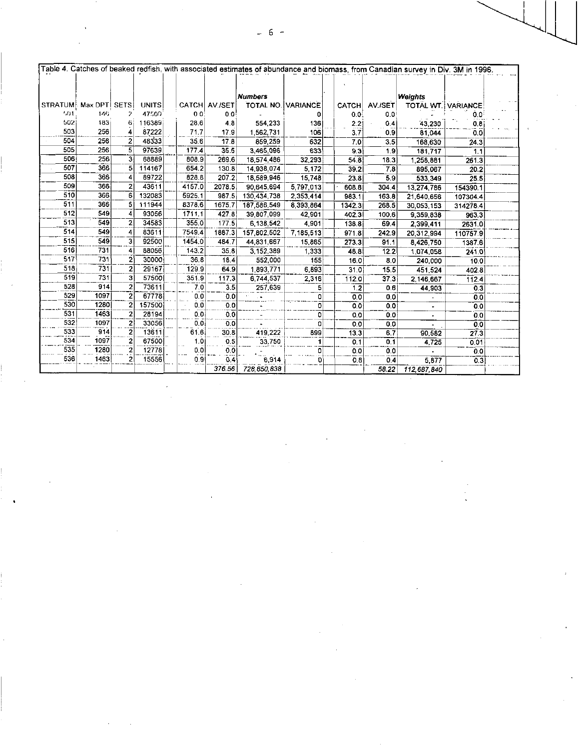Table 4. Catches of beaked redfish, with associated estimates of abundance and biomass, from Canadian survey in Div. 3M in 1996.

| | | | | | | Numbers | | | | Weights | |
|---|---|---|---|---|---|---|---|---|---|---|---|
| STRATUM | Max DPT | SETS | UNITS | CATCH | AV./SET | TOTAL NO. | VARIANCE | CATCH | AV./SET | TOTAL WT. | VARIANCE |
| 501 | 146 | 2 | 47500 | 0.0 | 0.0 | - | 0 | 0.0 | 0.0 | - | 0.0 |
| 502 | 183 | 6 | 116389 | 28.6 | 4.8 | 554,233 | 136 | 2.2 | 0.4 | 43,230 | 0.8 |
| 503 | 256 | 4 | 87222 | 71.7 | 17.9 | 1,562,731 | 106 | 3.7 | 0.9 | 81,044 | 0.0 |
| 504 | 256 | 2 | 48333 | 35.6 | 17.8 | 859,259 | 632 | 7.0 | 3.5 | 168,630 | 24.3 |
| 505 | 256 | 5 | 97639 | 177.4 | 35.5 | 3,465,096 | 633 | 9.3 | 1.9 | 181,717 | 1.1 |
| 506 | 256 | 3 | 68889 | 808.9 | 269.6 | 18,574,486 | 32,293 | 54.8 | 18.3 | 1,258,881 | 261.3 |
| 507 | 366 | 5 | 114167 | 654.2 | 130.8 | 14,938,074 | 5,172 | 39.2 | 7.8 | 895,067 | 20.2 |
| 508 | 366 | 4 | 89722 | 828.8 | 207.2 | 18,589,946 | 15,748 | 23.8 | 5.9 | 533,349 | 25.5 |
| 509 | 366 | 2 | 43611 | 4157.0 | 2078.5 | 90,645,694 | 5,797,013 | 608.8 | 304.4 | 13,274,786 | 154390.1 |
| 510 | 366 | 6 | 132083 | 5925.1 | 987.5 | 130,434,738 | 2,353,414 | 983.1 | 163.8 | 21,640,656 | 107304.4 |
| 511 | 366 | 5 | 111944 | 8378.6 | 1675.7 | 187,586,549 | 8,393,864 | 1342.3 | 268.5 | 30,053,153 | 314278.4 |
| 512 | 549 | 4 | 93056 | 1711.1 | 427.8 | 39,807,099 | 42,901 | 402.3 | 100.6 | 9,359,838 | 963.3 |
| 513 | 549 | 2 | 34583 | 355.0 | 177.5 | 6,138,542 | 4,901 | 138.8 | 69.4 | 2,399,411 | 2631.0 |
| 514 | 549 | 4 | 83611 | 7549.4 | 1887.3 | 157,802,502 | 7,185,513 | 971.8 | 242.9 | 20,312,994 | 110757.9 |
| 515 | 549 | 3 | 92500 | 1454.0 | 484.7 | 44,831,667 | 15,865 | 273.3 | 91.1 | 8,426,750 | 1387.6 |
| 516 | 731 | 4 | 88056 | 143.2 | 35.8 | 3,152,389 | 1,333 | 48.8 | 12.2 | 1,074,058 | 241.0 |
| 517 | 731 | 2 | 30000 | 36.8 | 18.4 | 552,000 | 155 | 16.0 | 8.0 | 240,000 | 10.0 |
| 518 | 731 | 2 | 29167 | 129.9 | 64.9 | 1,893,771 | 6,893 | 31.0 | 15.5 | 451,524 | 402.8 |
| 519 | 731 | 3 | 57500 | 351.9 | 117.3 | 6,744,537 | 2,316 | 112.0 | 37.3 | 2,146,667 | 112.4 |
| 528 | 914 | 2 | 73611 | 7.0 | 3.5 | 257,639 | 5 | 1.2 | 0.6 | 44,903 | 0.3 |
| 529 | 1097 | 2 | 67778 | 0.0 | 0.0 | - | 0 | 0.0 | 0.0 | - | 0.0 |
| 530 | 1280 | 2 | 157500 | 0.0 | 0.0 | - | 0 | 0.0 | 0.0 | - | 0.0 |
| 531 | 1463 | 2 | 28194 | 0.0 | 0.0 | - | 0 | 0.0 | 0.0 | - | 0.0 |
| 532 | 1097 | 2 | 33056 | 0.0 | 0.0 | - | 0 | 0.0 | 0.0 | - | 0.0 |
| 533 | 914 | 2 | 13611 | 61.6 | 30.8 | 419,222 | 899 | 13.3 | 6.7 | 90,582 | 27.3 |
| 534 | 1097 | 2 | 67500 | 1.0 | 0.5 | 33,750 | 1 | 0.1 | 0.1 | 4,725 | 0.01 |
| 535 | 1280 | 2 | 12778 | 0.0 | 0.0 | - | 0 | 0.0 | 0.0 | - | 0.0 |
| 536 | 1463 | 2 | 15556 | 0.9 | 0.4 | 6,914 | 0 | 0.8 | 0.4 | 5,877 | 0.3 |
| | | | | | 376.56 | 728,850,838 | | | 58.22 | 112,687,840 | |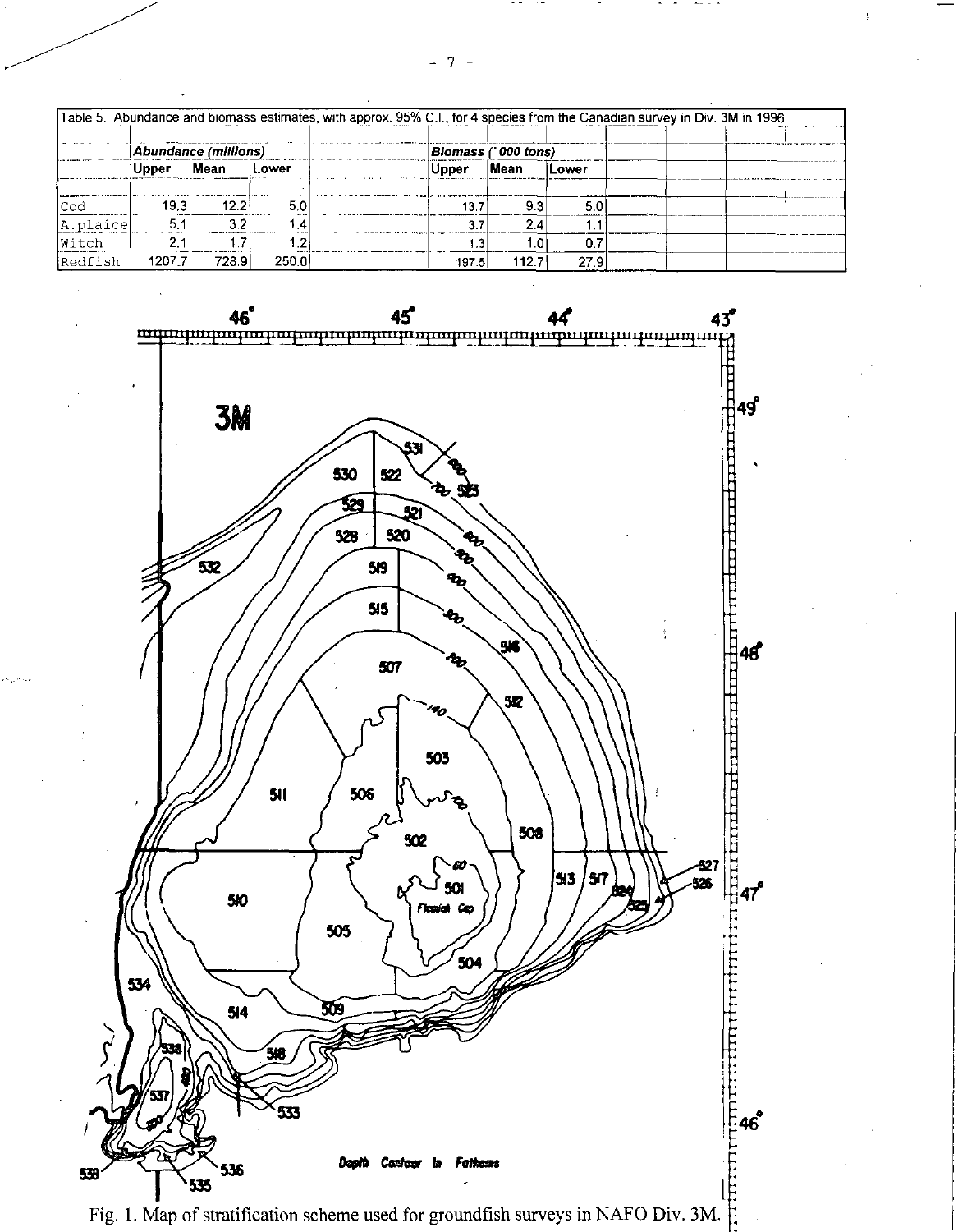Table 5. Abundance and biomass estimates, with approx. 95% C.I., for 4 species from the Canadian survey in Div. 3M in 1996.

| | *Abundance (millions)* | | | *Biomass ('000 tons)* | | |
|---|---|---|---|---|---|---|
| | Upper | Mean | Lower | Upper | Mean | Lower |
| Cod | 19.3 | 12.2 | 5.0 | 13.7 | 9.3 | 5.0 |
| A.plaice | 5.1 | 3.2 | 1.4 | 3.7 | 2.4 | 1.1 |
| Witch | 2.1 | 1.7 | 1.2 | 1.3 | 1.0 | 0.7 |
| Redfish | 1207.7 | 728.9 | 250.0 | 197.5 | 112.7 | 27.9 |

Fig. 1. Map of stratification scheme used for groundfish surveys in NAFO Div. 3M.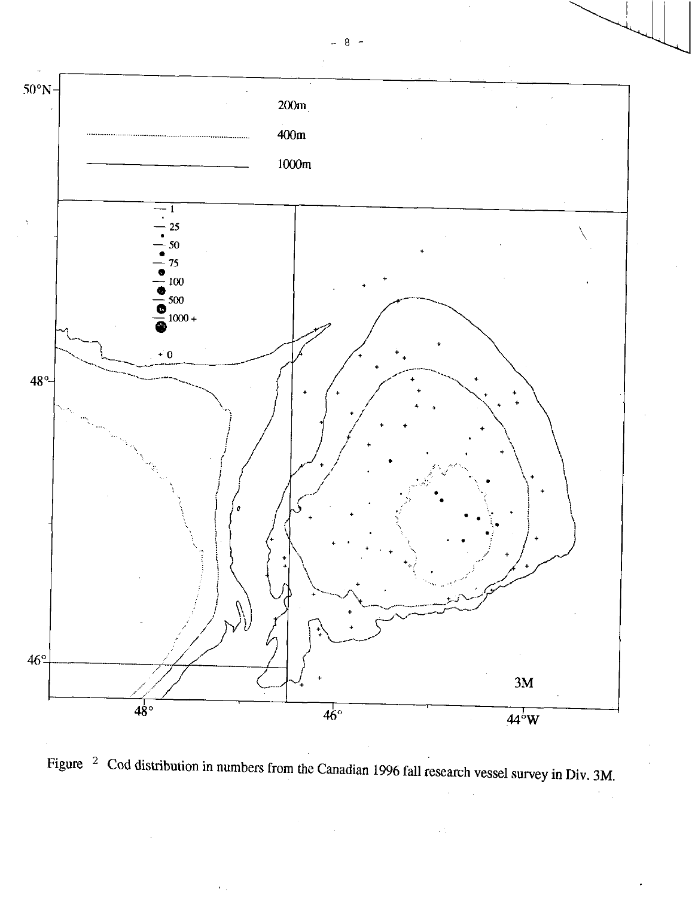Figure 2 Cod distribution in numbers from the Canadian 1996 fall research vessel survey in Div. 3M.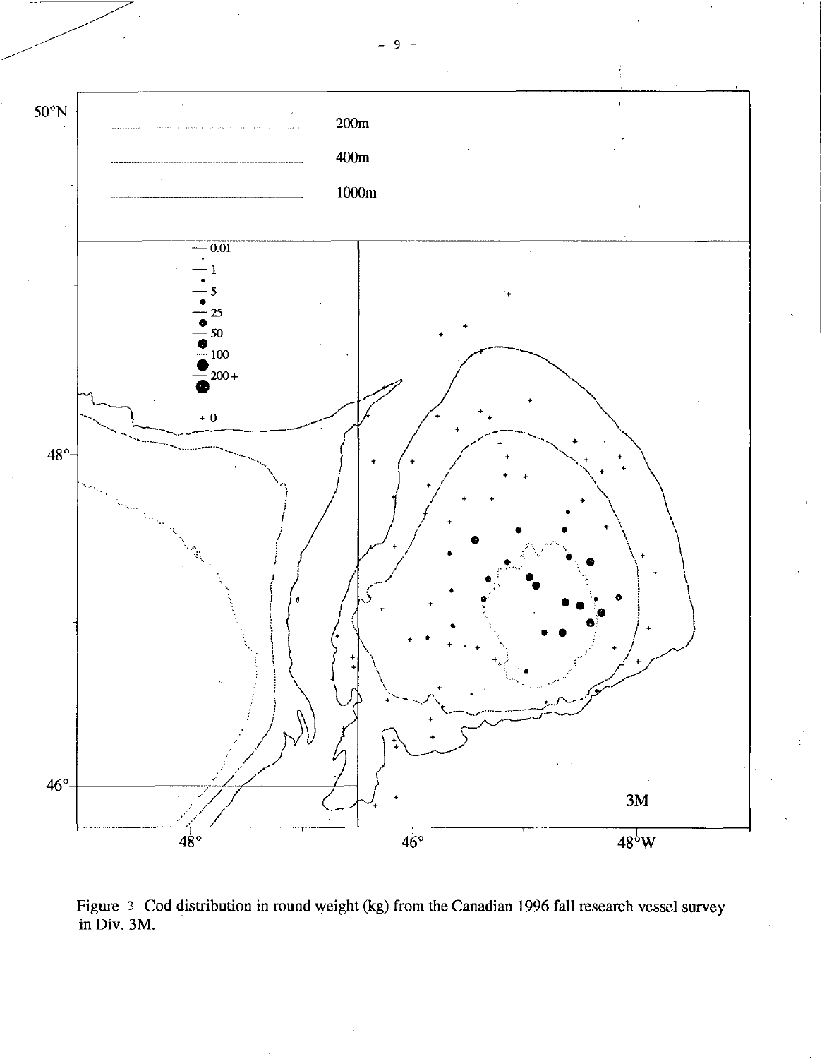Figure 3 Cod distribution in round weight (kg) from the Canadian 1996 fall research vessel survey in Div. 3M.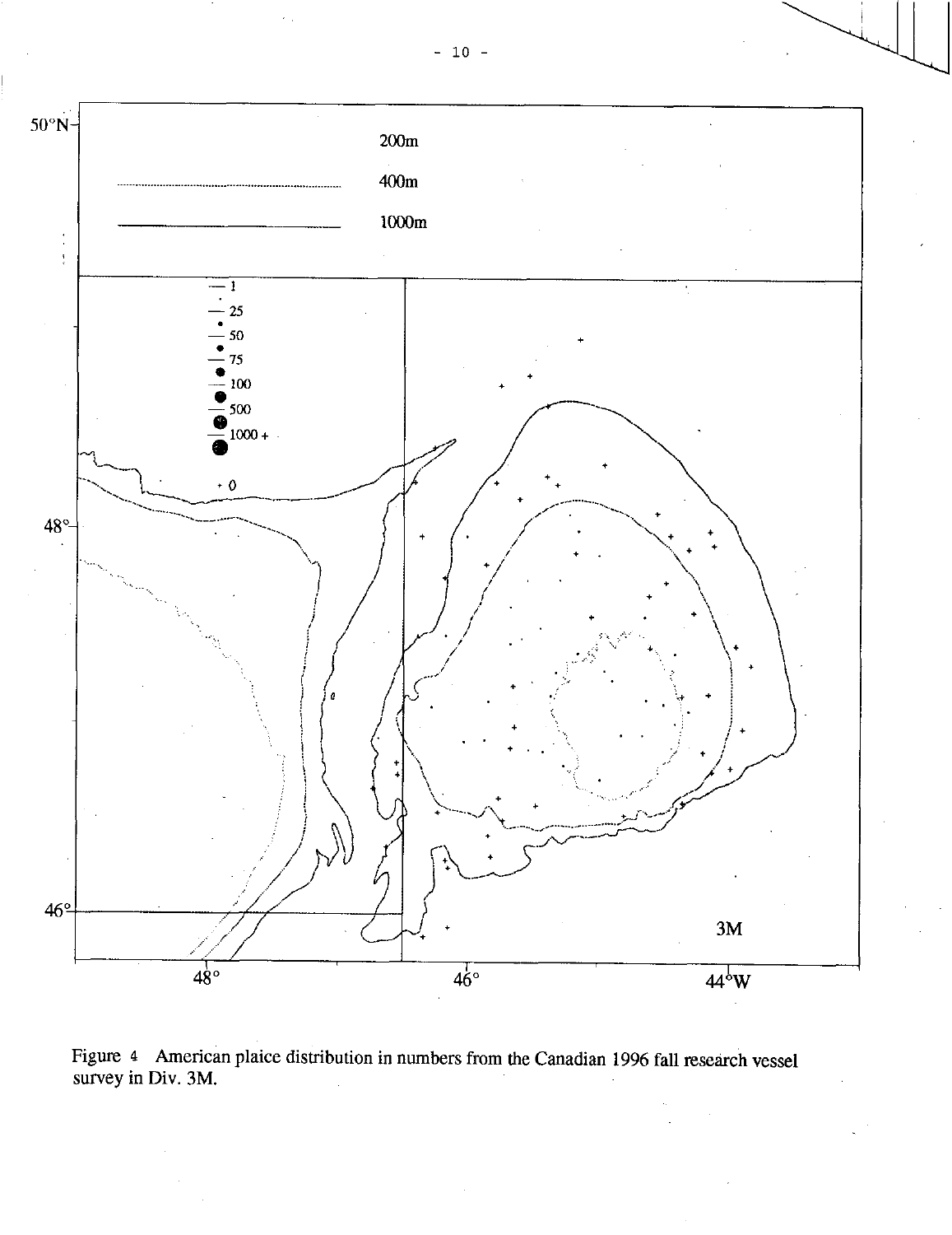Figure 4 American plaice distribution in numbers from the Canadian 1996 fall research vessel survey in Div. 3M.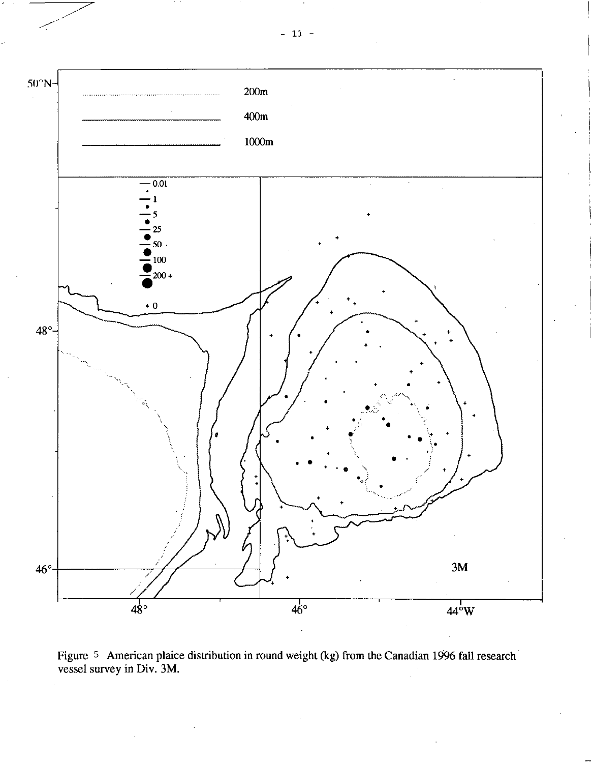Figure 5 American plaice distribution in round weight (kg) from the Canadian 1996 fall research vessel survey in Div. 3M.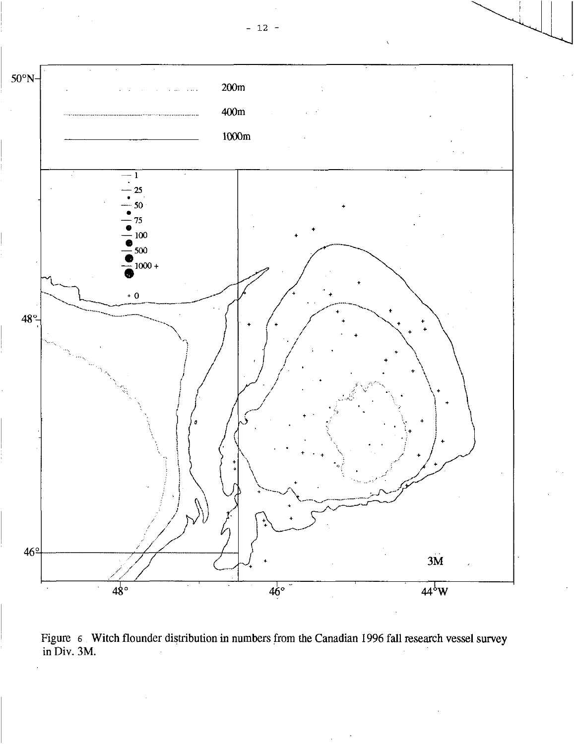Figure 6 Witch flounder distribution in numbers from the Canadian 1996 fall research vessel survey in Div. 3M.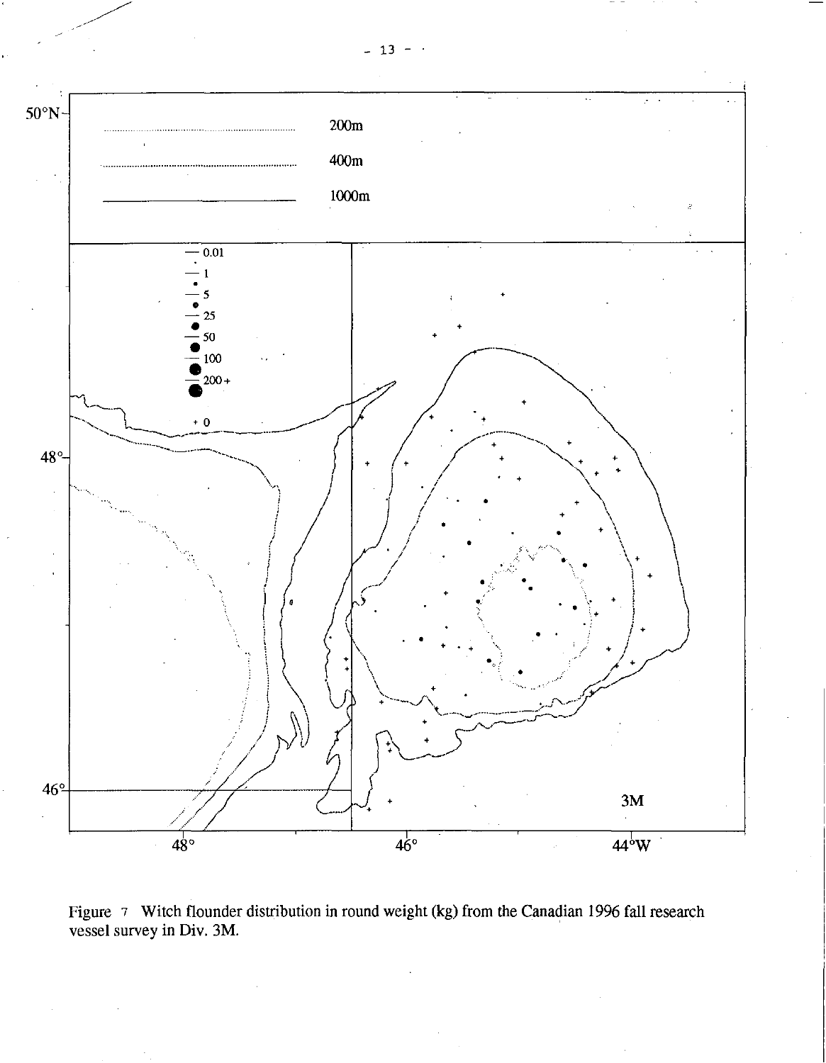Figure 7 Witch flounder distribution in round weight (kg) from the Canadian 1996 fall research vessel survey in Div. 3M.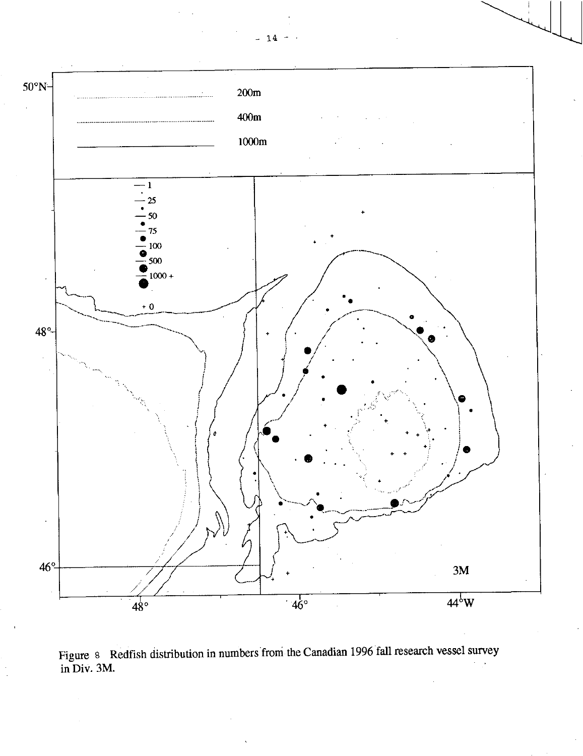Figure 8 Redfish distribution in numbers from the Canadian 1996 fall research vessel survey in Div. 3M.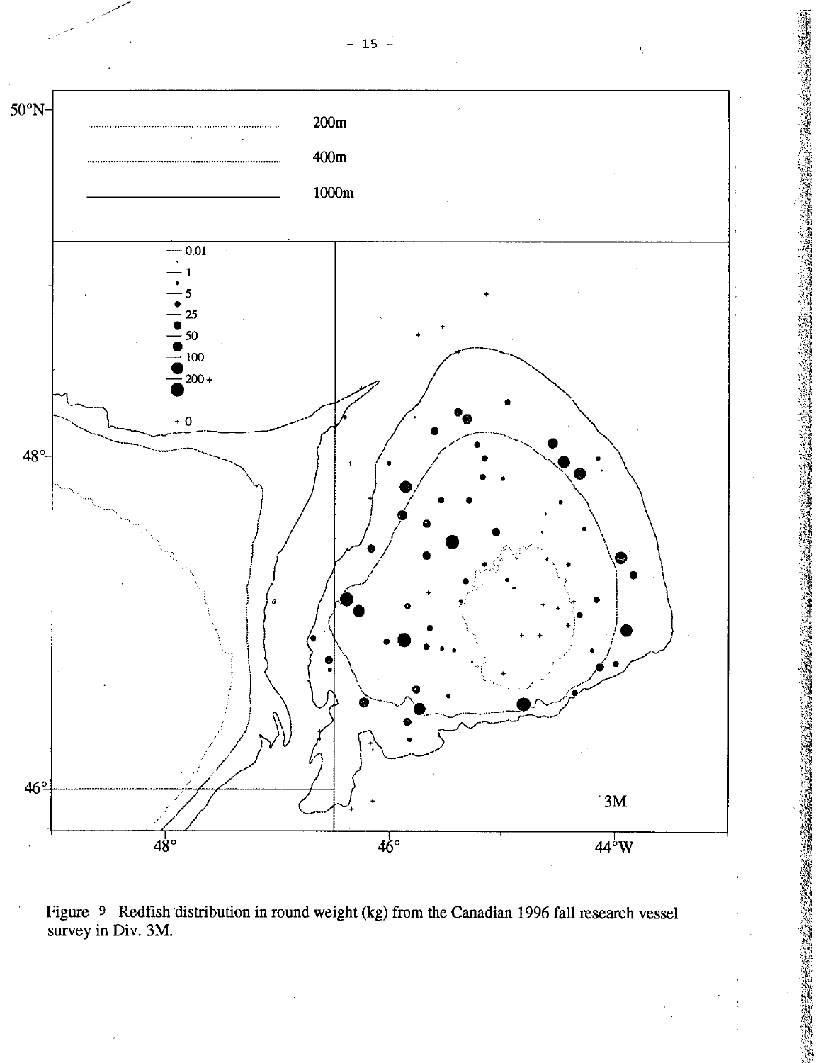50°N

200m

400m

1000m

0.01

1

5

25

50

100

200 +

+ 0

48°

46°

48°

46°

44°W

3M

Figure 9 Redfish distribution in round weight (kg) from the Canadian 1996 fall research vessel survey in Div. 3M.